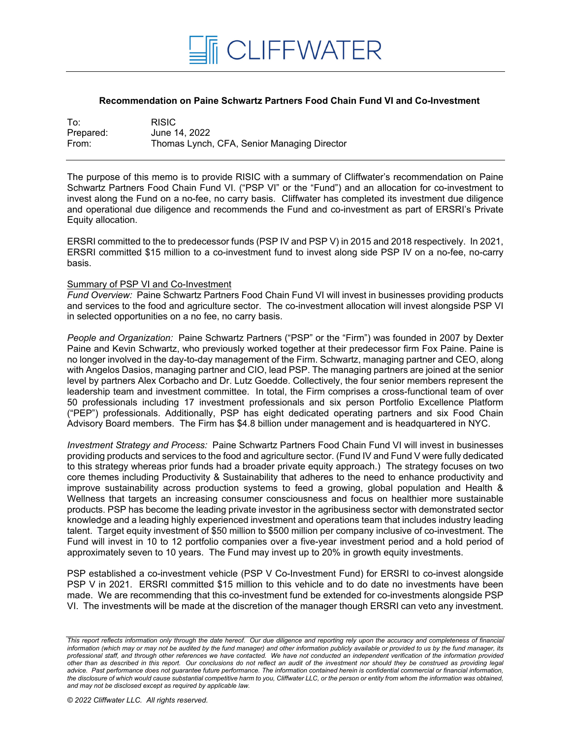CLIFFWATER

**Recommendation on Paine Schwartz Partners Food Chain Fund VI and Co-Investment**

| | |
|---|---|
| To: | RISIC |
| Prepared: | June 14, 2022 |
| From: | Thomas Lynch, CFA, Senior Managing Director |

The purpose of this memo is to provide RISIC with a summary of Cliffwater's recommendation on Paine Schwartz Partners Food Chain Fund VI. ("PSP VI" or the "Fund") and an allocation for co-investment to invest along the Fund on a no-fee, no carry basis. Cliffwater has completed its investment due diligence and operational due diligence and recommends the Fund and co-investment as part of ERSRI's Private Equity allocation.

ERSRI committed to the to predecessor funds (PSP IV and PSP V) in 2015 and 2018 respectively. In 2021, ERSRI committed $15 million to a co-investment fund to invest along side PSP IV on a no-fee, no-carry basis.

Summary of PSP VI and Co-Investment

*Fund Overview:* Paine Schwartz Partners Food Chain Fund VI will invest in businesses providing products and services to the food and agriculture sector. The co-investment allocation will invest alongside PSP VI in selected opportunities on a no fee, no carry basis.

*People and Organization:* Paine Schwartz Partners ("PSP" or the "Firm") was founded in 2007 by Dexter Paine and Kevin Schwartz, who previously worked together at their predecessor firm Fox Paine. Paine is no longer involved in the day-to-day management of the Firm. Schwartz, managing partner and CEO, along with Angelos Dasios, managing partner and CIO, lead PSP. The managing partners are joined at the senior level by partners Alex Corbacho and Dr. Lutz Goedde. Collectively, the four senior members represent the leadership team and investment committee. In total, the Firm comprises a cross-functional team of over 50 professionals including 17 investment professionals and six person Portfolio Excellence Platform ("PEP") professionals. Additionally, PSP has eight dedicated operating partners and six Food Chain Advisory Board members. The Firm has $4.8 billion under management and is headquartered in NYC.

*Investment Strategy and Process:* Paine Schwartz Partners Food Chain Fund VI will invest in businesses providing products and services to the food and agriculture sector. (Fund IV and Fund V were fully dedicated to this strategy whereas prior funds had a broader private equity approach.) The strategy focuses on two core themes including Productivity & Sustainability that adheres to the need to enhance productivity and improve sustainability across production systems to feed a growing, global population and Health & Wellness that targets an increasing consumer consciousness and focus on healthier more sustainable products. PSP has become the leading private investor in the agribusiness sector with demonstrated sector knowledge and a leading highly experienced investment and operations team that includes industry leading talent. Target equity investment of $50 million to $500 million per company inclusive of co-investment. The Fund will invest in 10 to 12 portfolio companies over a five-year investment period and a hold period of approximately seven to 10 years. The Fund may invest up to 20% in growth equity investments.

PSP established a co-investment vehicle (PSP V Co-Investment Fund) for ERSRI to co-invest alongside PSP V in 2021. ERSRI committed $15 million to this vehicle and to do date no investments have been made. We are recommending that this co-investment fund be extended for co-investments alongside PSP VI. The investments will be made at the discretion of the manager though ERSRI can veto any investment.

*This report reflects information only through the date hereof. Our due diligence and reporting rely upon the accuracy and completeness of financial information (which may or may not be audited by the fund manager) and other information publicly available or provided to us by the fund manager, its professional staff, and through other references we have contacted. We have not conducted an independent verification of the information provided other than as described in this report. Our conclusions do not reflect an audit of the investment nor should they be construed as providing legal advice. Past performance does not guarantee future performance. The information contained herein is confidential commercial or financial information, the disclosure of which would cause substantial competitive harm to you, Cliffwater LLC, or the person or entity from whom the information was obtained, and may not be disclosed except as required by applicable law.*

*© 2022 Cliffwater LLC. All rights reserved.*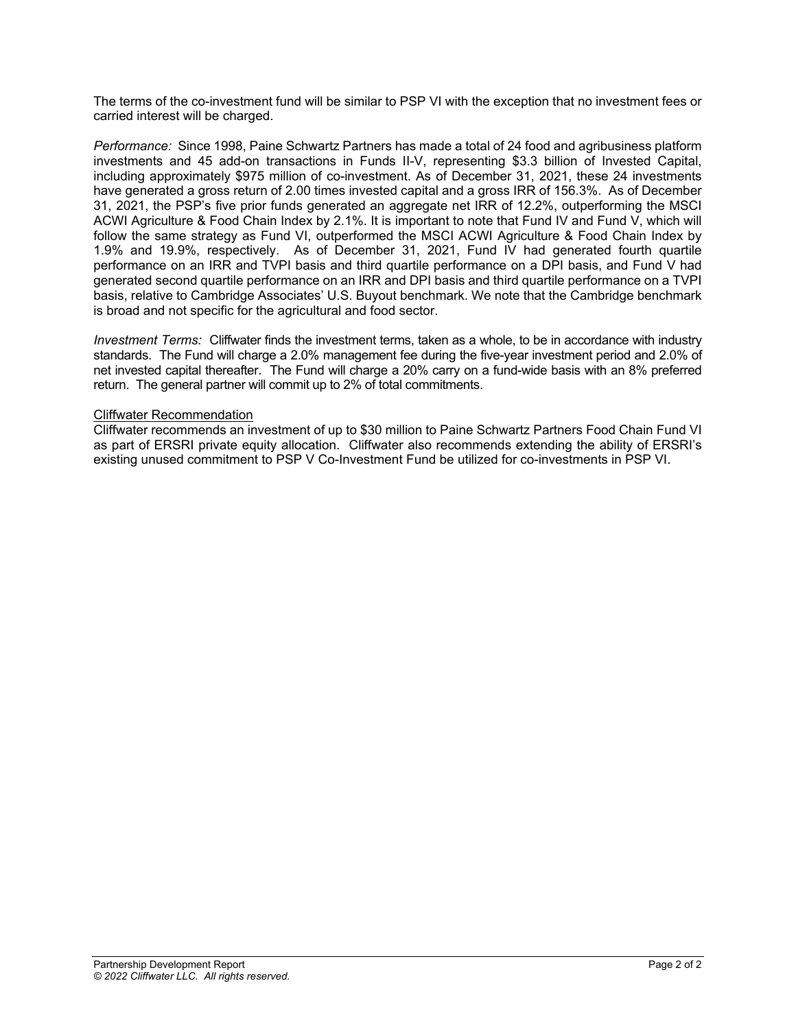The terms of the co-investment fund will be similar to PSP VI with the exception that no investment fees or carried interest will be charged.

*Performance:* Since 1998, Paine Schwartz Partners has made a total of 24 food and agribusiness platform investments and 45 add-on transactions in Funds II-V, representing $3.3 billion of Invested Capital, including approximately $975 million of co-investment. As of December 31, 2021, these 24 investments have generated a gross return of 2.00 times invested capital and a gross IRR of 156.3%. As of December 31, 2021, the PSP's five prior funds generated an aggregate net IRR of 12.2%, outperforming the MSCI ACWI Agriculture & Food Chain Index by 2.1%. It is important to note that Fund IV and Fund V, which will follow the same strategy as Fund VI, outperformed the MSCI ACWI Agriculture & Food Chain Index by 1.9% and 19.9%, respectively. As of December 31, 2021, Fund IV had generated fourth quartile performance on an IRR and TVPI basis and third quartile performance on a DPI basis, and Fund V had generated second quartile performance on an IRR and DPI basis and third quartile performance on a TVPI basis, relative to Cambridge Associates' U.S. Buyout benchmark. We note that the Cambridge benchmark is broad and not specific for the agricultural and food sector.

*Investment Terms:* Cliffwater finds the investment terms, taken as a whole, to be in accordance with industry standards. The Fund will charge a 2.0% management fee during the five-year investment period and 2.0% of net invested capital thereafter. The Fund will charge a 20% carry on a fund-wide basis with an 8% preferred return. The general partner will commit up to 2% of total commitments.

Cliffwater Recommendation

Cliffwater recommends an investment of up to $30 million to Paine Schwartz Partners Food Chain Fund VI as part of ERSRI private equity allocation. Cliffwater also recommends extending the ability of ERSRI's existing unused commitment to PSP V Co-Investment Fund be utilized for co-investments in PSP VI.